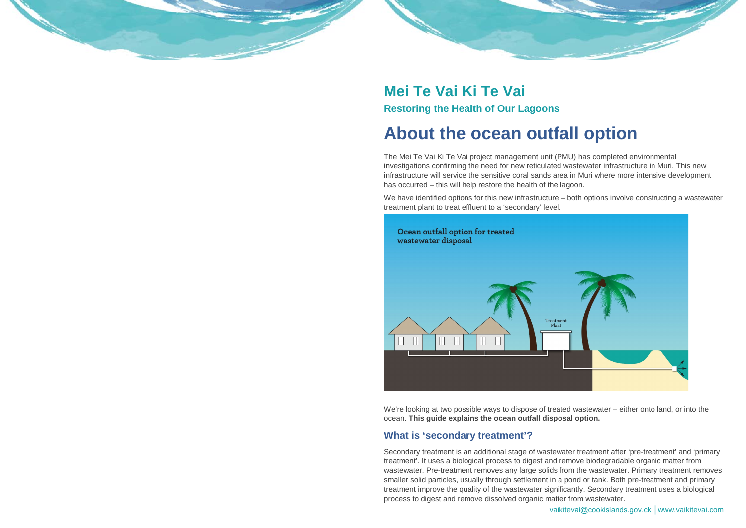# Mei Te Vai Ki Te Vai

**Restoring the Health of Our Lagoons**

## About the ocean outfall option

The Mei Te Vai Ki Te Vai project management unit (PMU) has completed environmental investigations confirming the need for new reticulated wastewater infrastructure in Muri. This new infrastructure will service the sensitive coral sands area in Muri where more intensive development has occurred – this will help restore the health of the lagoon.

We have identified options for this new infrastructure – both options involve constructing a wastewater treatment plant to treat effluent to a 'secondary' level.

We're looking at two possible ways to dispose of treated wastewater – either onto land, or into the ocean. **This guide explains the ocean outfall disposal option.**

### What is 'secondary treatment'?

Secondary treatment is an additional stage of wastewater treatment after 'pre-treatment' and 'primary treatment'. It uses a biological process to digest and remove biodegradable organic matter from wastewater. Pre-treatment removes any large solids from the wastewater. Primary treatment removes smaller solid particles, usually through settlement in a pond or tank. Both pre-treatment and primary treatment improve the quality of the wastewater significantly. Secondary treatment uses a biological process to digest and remove dissolved organic matter from wastewater.

vaikitevai@cookislands.gov.ck | www.vaikitevai.com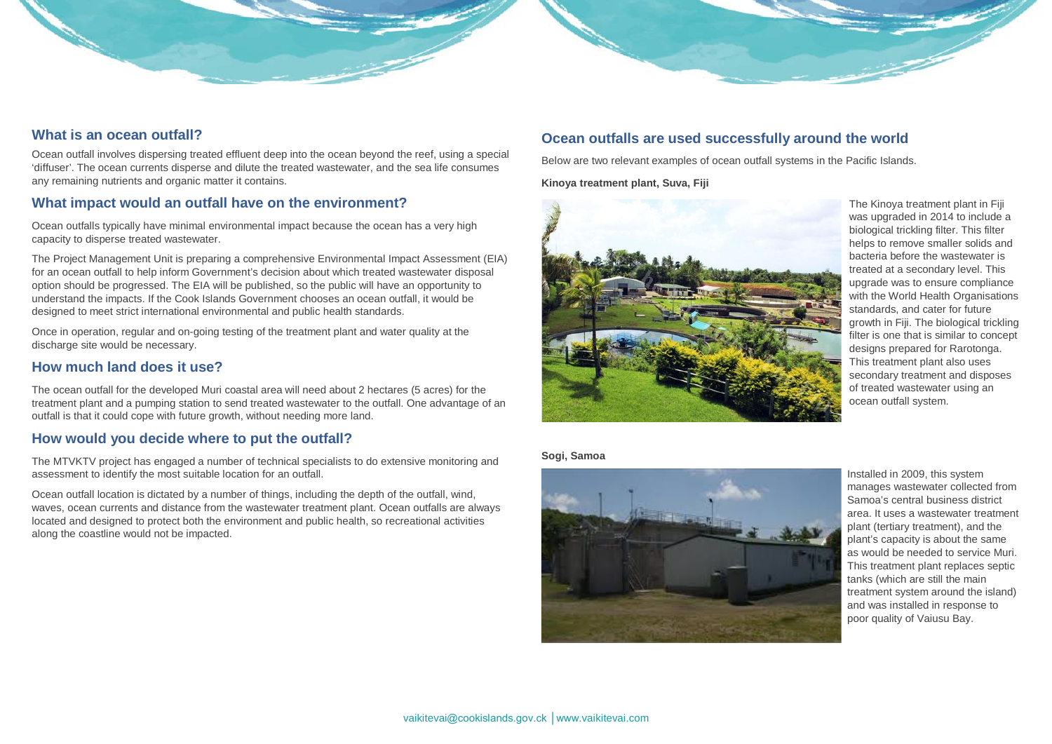## What is an ocean outfall?

Ocean outfall involves dispersing treated effluent deep into the ocean beyond the reef, using a special 'diffuser'. The ocean currents disperse and dilute the treated wastewater, and the sea life consumes any remaining nutrients and organic matter it contains.

## What impact would an outfall have on the environment?

Ocean outfalls typically have minimal environmental impact because the ocean has a very high capacity to disperse treated wastewater.

The Project Management Unit is preparing a comprehensive Environmental Impact Assessment (EIA) for an ocean outfall to help inform Government's decision about which treated wastewater disposal option should be progressed. The EIA will be published, so the public will have an opportunity to understand the impacts. If the Cook Islands Government chooses an ocean outfall, it would be designed to meet strict international environmental and public health standards.

Once in operation, regular and on-going testing of the treatment plant and water quality at the discharge site would be necessary.

## How much land does it use?

The ocean outfall for the developed Muri coastal area will need about 2 hectares (5 acres) for the treatment plant and a pumping station to send treated wastewater to the outfall. One advantage of an outfall is that it could cope with future growth, without needing more land.

## How would you decide where to put the outfall?

The MTVKTV project has engaged a number of technical specialists to do extensive monitoring and assessment to identify the most suitable location for an outfall.

Ocean outfall location is dictated by a number of things, including the depth of the outfall, wind, waves, ocean currents and distance from the wastewater treatment plant. Ocean outfalls are always located and designed to protect both the environment and public health, so recreational activities along the coastline would not be impacted.

## Ocean outfalls are used successfully around the world

Below are two relevant examples of ocean outfall systems in the Pacific Islands.

**Kinoya treatment plant, Suva, Fiji**

The Kinoya treatment plant in Fiji was upgraded in 2014 to include a biological trickling filter. This filter helps to remove smaller solids and bacteria before the wastewater is treated at a secondary level. This upgrade was to ensure compliance with the World Health Organisations standards, and cater for future growth in Fiji. The biological trickling filter is one that is similar to concept designs prepared for Rarotonga. This treatment plant also uses secondary treatment and disposes of treated wastewater using an ocean outfall system.

**Sogi, Samoa**

Installed in 2009, this system manages wastewater collected from Samoa's central business district area. It uses a wastewater treatment plant (tertiary treatment), and the plant's capacity is about the same as would be needed to service Muri. This treatment plant replaces septic tanks (which are still the main treatment system around the island) and was installed in response to poor quality of Vaiusu Bay.

vaikitevai@cookislands.gov.ck | www.vaikitevai.com